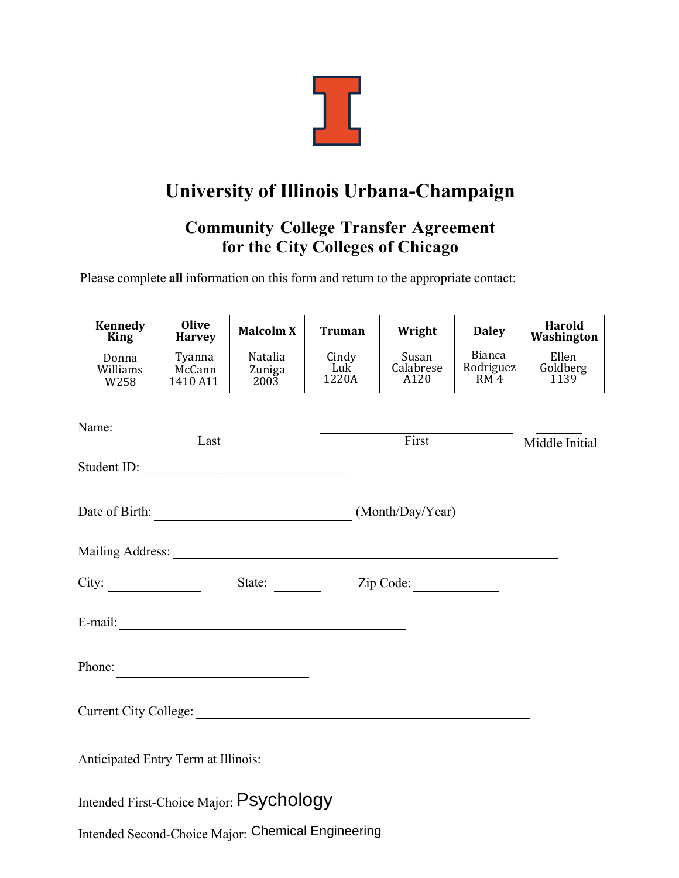# University of Illinois Urbana-Champaign

## Community College Transfer Agreement for the City Colleges of Chicago

Please complete **all** information on this form and return to the appropriate contact:

| Kennedy King | Olive Harvey | Malcolm X | Truman | Wright | Daley | Harold Washington |
|---|---|---|---|---|---|---|
| Donna Williams W258 | Tyanna McCann 1410 A11 | Natalia Zuniga 2003 | Cindy Luk 1220A | Susan Calabrese A120 | Bianca Rodriguez RM 4 | Ellen Goldberg 1139 |

Name: ______________________ ______________________ ________
Last First Middle Initial

Student ID: ______________________

Date of Birth: ______________________ (Month/Day/Year)

Mailing Address: ______________________

City: __________ State: ______ Zip Code: __________

E-mail: ______________________

Phone: ______________________

Current City College: ______________________

Anticipated Entry Term at Illinois: ______________________

Intended First-Choice Major: Psychology

Intended Second-Choice Major: Chemical Engineering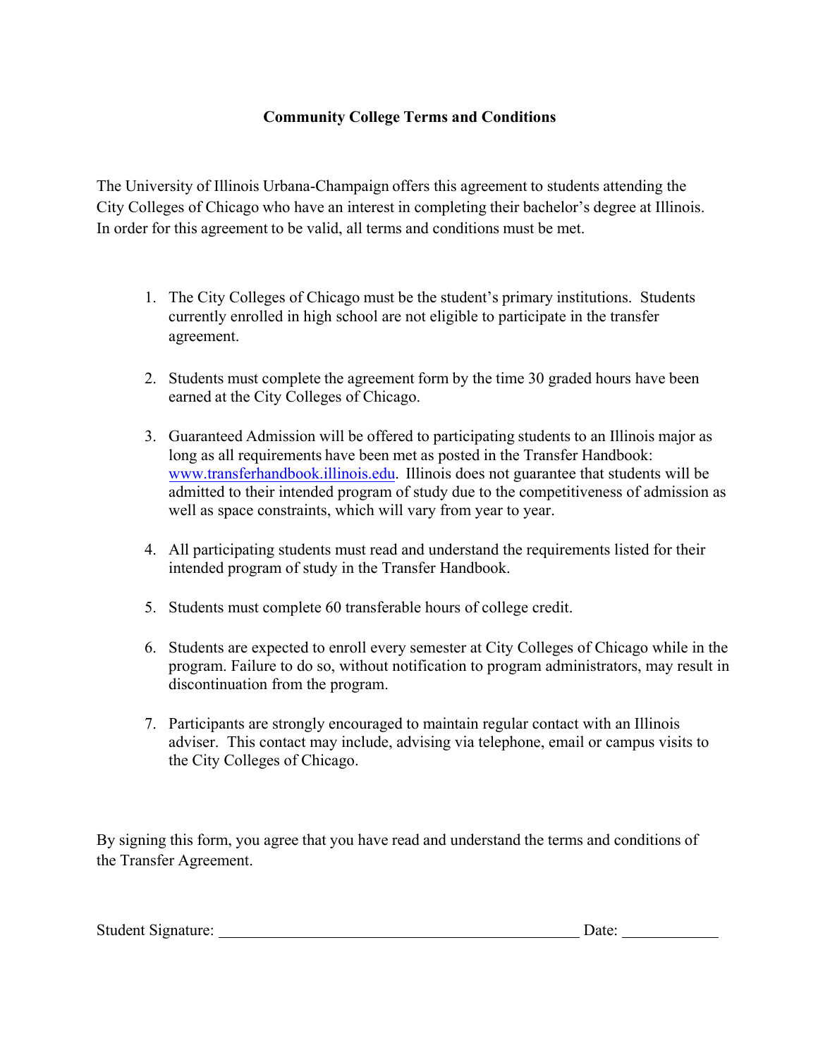## Community College Terms and Conditions

The University of Illinois Urbana-Champaign offers this agreement to students attending the City Colleges of Chicago who have an interest in completing their bachelor's degree at Illinois. In order for this agreement to be valid, all terms and conditions must be met.

1. The City Colleges of Chicago must be the student's primary institutions. Students currently enrolled in high school are not eligible to participate in the transfer agreement.

2. Students must complete the agreement form by the time 30 graded hours have been earned at the City Colleges of Chicago.

3. Guaranteed Admission will be offered to participating students to an Illinois major as long as all requirements have been met as posted in the Transfer Handbook: www.transferhandbook.illinois.edu. Illinois does not guarantee that students will be admitted to their intended program of study due to the competitiveness of admission as well as space constraints, which will vary from year to year.

4. All participating students must read and understand the requirements listed for their intended program of study in the Transfer Handbook.

5. Students must complete 60 transferable hours of college credit.

6. Students are expected to enroll every semester at City Colleges of Chicago while in the program. Failure to do so, without notification to program administrators, may result in discontinuation from the program.

7. Participants are strongly encouraged to maintain regular contact with an Illinois adviser. This contact may include, advising via telephone, email or campus visits to the City Colleges of Chicago.

By signing this form, you agree that you have read and understand the terms and conditions of the Transfer Agreement.

Student Signature: ______________________________________________ Date: ____________